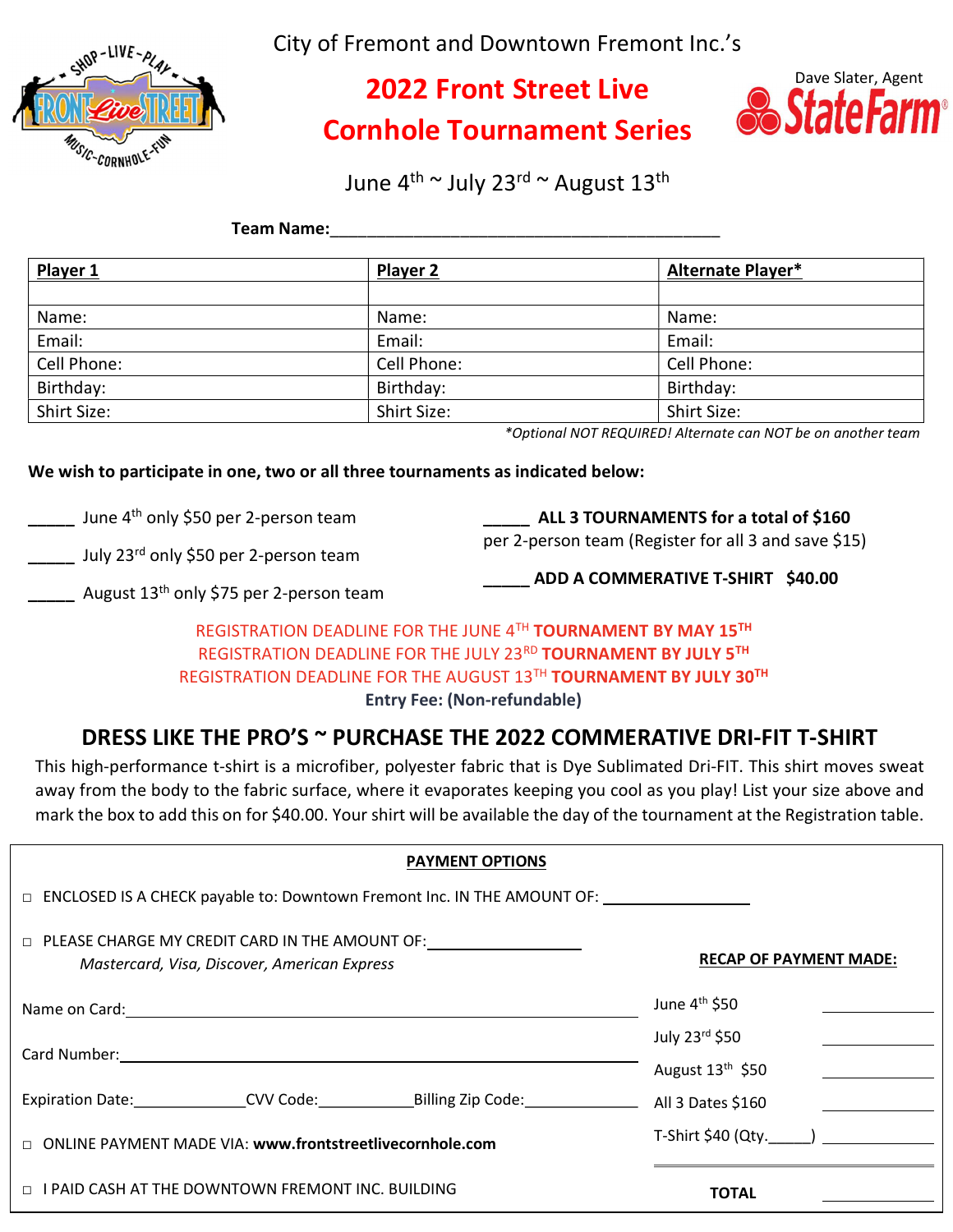City of Fremont and Downtown Fremont Inc.'s

# 2022 Front Street Live Cornhole Tournament Series

Dave Slater, Agent
State Farm

June 4th ~ July 23rd ~ August 13th

**Team Name:**\_\_\_\_\_\_\_\_\_\_\_\_\_\_\_\_\_\_\_\_\_\_\_\_\_\_\_\_\_\_\_\_\_\_\_\_\_\_\_\_\_\_\_\_

| **Player 1** | **Player 2** | **Alternate Player*** |
|---|---|---|
| | | |
| Name: | Name: | Name: |
| Email: | Email: | Email: |
| Cell Phone: | Cell Phone: | Cell Phone: |
| Birthday: | Birthday: | Birthday: |
| Shirt Size: | Shirt Size: | Shirt Size: |

*\*Optional NOT REQUIRED! Alternate can NOT be on another team*

**We wish to participate in one, two or all three tournaments as indicated below:**

\_\_\_\_\_ June 4th only $50 per 2-person team

\_\_\_\_\_ July 23rd only $50 per 2-person team

\_\_\_\_\_ August 13th only $75 per 2-person team

\_\_\_\_\_ **ALL 3 TOURNAMENTS for a total of $160** per 2-person team (Register for all 3 and save $15)

\_\_\_\_\_ **ADD A COMMERATIVE T-SHIRT $40.00**

REGISTRATION DEADLINE FOR THE JUNE 4TH **TOURNAMENT BY MAY 15TH**
REGISTRATION DEADLINE FOR THE JULY 23RD **TOURNAMENT BY JULY 5TH**
REGISTRATION DEADLINE FOR THE AUGUST 13TH **TOURNAMENT BY JULY 30TH**
**Entry Fee: (Non-refundable)**

## DRESS LIKE THE PRO'S ~ PURCHASE THE 2022 COMMERATIVE DRI-FIT T-SHIRT

This high-performance t-shirt is a microfiber, polyester fabric that is Dye Sublimated Dri-FIT. This shirt moves sweat away from the body to the fabric surface, where it evaporates keeping you cool as you play! List your size above and mark the box to add this on for $40.00. Your shirt will be available the day of the tournament at the Registration table.

**PAYMENT OPTIONS**

□ ENCLOSED IS A CHECK payable to: Downtown Fremont Inc. IN THE AMOUNT OF: \_\_\_\_\_\_\_\_\_\_\_\_\_\_

□ PLEASE CHARGE MY CREDIT CARD IN THE AMOUNT OF: \_\_\_\_\_\_\_\_\_\_\_\_\_\_
*Mastercard, Visa, Discover, American Express*

Name on Card: \_\_\_\_\_\_\_\_\_\_\_\_\_\_\_\_\_\_\_\_\_\_\_\_\_\_\_\_\_\_\_\_

Card Number: \_\_\_\_\_\_\_\_\_\_\_\_\_\_\_\_\_\_\_\_\_\_\_\_\_\_\_\_\_\_\_\_

Expiration Date: \_\_\_\_\_\_\_\_\_\_ CVV Code: \_\_\_\_\_\_\_\_\_\_ Billing Zip Code: \_\_\_\_\_\_\_\_\_\_

□ ONLINE PAYMENT MADE VIA: **www.frontstreetlivecornhole.com**

□ I PAID CASH AT THE DOWNTOWN FREMONT INC. BUILDING

**RECAP OF PAYMENT MADE:**

| | |
|---|---|
| June 4th $50 | \_\_\_\_\_\_\_\_ |
| July 23rd $50 | \_\_\_\_\_\_\_\_ |
| August 13th $50 | \_\_\_\_\_\_\_\_ |
| All 3 Dates $160 | \_\_\_\_\_\_\_\_ |
| T-Shirt $40 (Qty.\_\_\_\_\_) | \_\_\_\_\_\_\_\_ |
| **TOTAL** | \_\_\_\_\_\_\_\_ |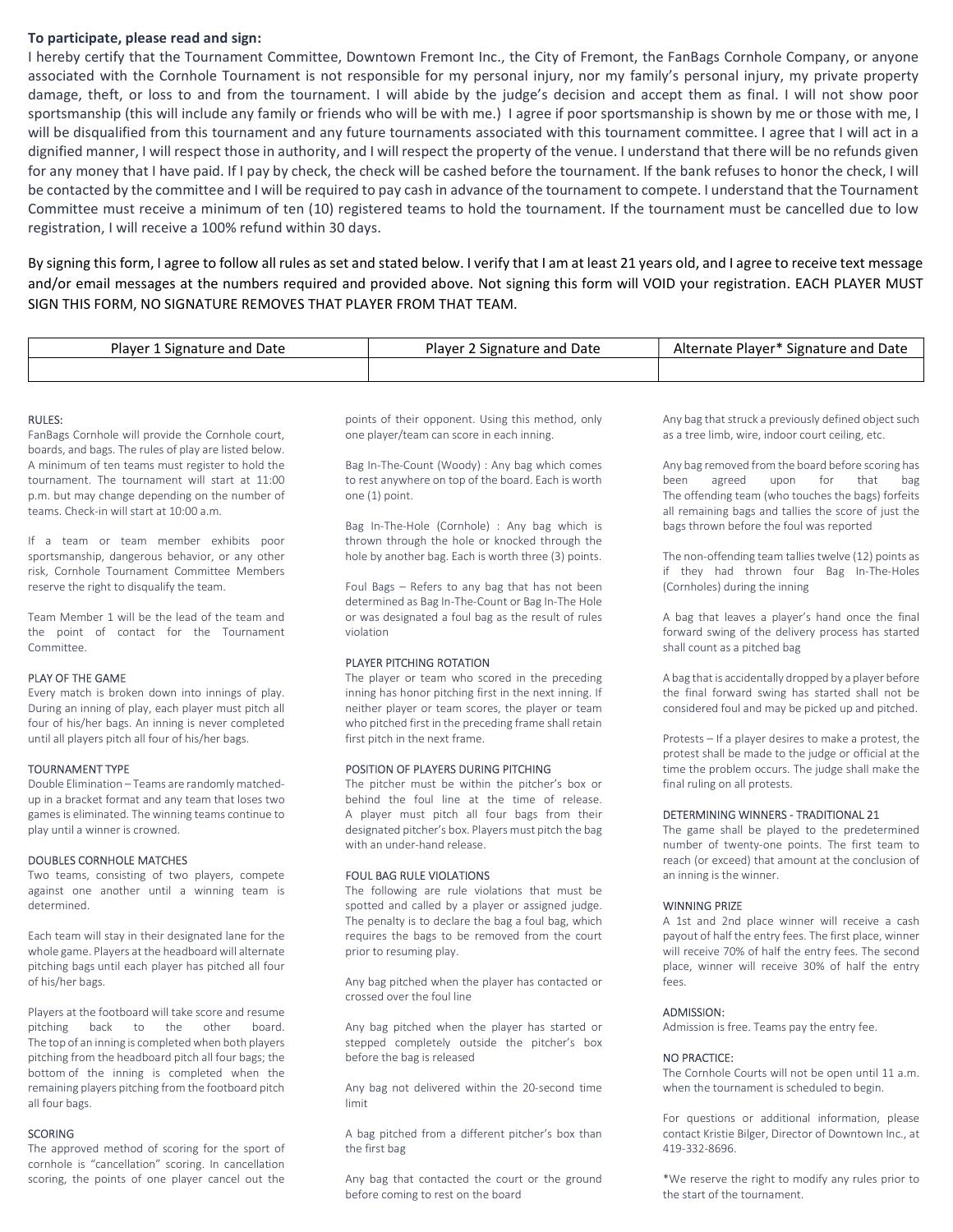**To participate, please read and sign:**

I hereby certify that the Tournament Committee, Downtown Fremont Inc., the City of Fremont, the FanBags Cornhole Company, or anyone associated with the Cornhole Tournament is not responsible for my personal injury, nor my family's personal injury, my private property damage, theft, or loss to and from the tournament. I will abide by the judge's decision and accept them as final. I will not show poor sportsmanship (this will include any family or friends who will be with me.) I agree if poor sportsmanship is shown by me or those with me, I will be disqualified from this tournament and any future tournaments associated with this tournament committee. I agree that I will act in a dignified manner, I will respect those in authority, and I will respect the property of the venue. I understand that there will be no refunds given for any money that I have paid. If I pay by check, the check will be cashed before the tournament. If the bank refuses to honor the check, I will be contacted by the committee and I will be required to pay cash in advance of the tournament to compete. I understand that the Tournament Committee must receive a minimum of ten (10) registered teams to hold the tournament. If the tournament must be cancelled due to low registration, I will receive a 100% refund within 30 days.

By signing this form, I agree to follow all rules as set and stated below. I verify that I am at least 21 years old, and I agree to receive text message and/or email messages at the numbers required and provided above. Not signing this form will VOID your registration. EACH PLAYER MUST SIGN THIS FORM, NO SIGNATURE REMOVES THAT PLAYER FROM THAT TEAM.

| Player 1 Signature and Date | Player 2 Signature and Date | Alternate Player* Signature and Date |
|---|---|---|
| | | |

RULES:
FanBags Cornhole will provide the Cornhole court, boards, and bags. The rules of play are listed below. A minimum of ten teams must register to hold the tournament. The tournament will start at 11:00 p.m. but may change depending on the number of teams. Check-in will start at 10:00 a.m.

If a team or team member exhibits poor sportsmanship, dangerous behavior, or any other risk, Cornhole Tournament Committee Members reserve the right to disqualify the team.

Team Member 1 will be the lead of the team and the point of contact for the Tournament Committee.

PLAY OF THE GAME
Every match is broken down into innings of play. During an inning of play, each player must pitch all four of his/her bags. An inning is never completed until all players pitch all four of his/her bags.

TOURNAMENT TYPE
Double Elimination – Teams are randomly matched-up in a bracket format and any team that loses two games is eliminated. The winning teams continue to play until a winner is crowned.

DOUBLES CORNHOLE MATCHES
Two teams, consisting of two players, compete against one another until a winning team is determined.

Each team will stay in their designated lane for the whole game. Players at the headboard will alternate pitching bags until each player has pitched all four of his/her bags.

Players at the footboard will take score and resume pitching back to the other board. The top of an inning is completed when both players pitching from the headboard pitch all four bags; the bottom of the inning is completed when the remaining players pitching from the footboard pitch all four bags.

SCORING
The approved method of scoring for the sport of cornhole is "cancellation" scoring. In cancellation scoring, the points of one player cancel out the points of their opponent. Using this method, only one player/team can score in each inning.

Bag In-The-Count (Woody) : Any bag which comes to rest anywhere on top of the board. Each is worth one (1) point.

Bag In-The-Hole (Cornhole) : Any bag which is thrown through the hole or knocked through the hole by another bag. Each is worth three (3) points.

Foul Bags – Refers to any bag that has not been determined as Bag In-The-Count or Bag In-The Hole or was designated a foul bag as the result of rules violation

PLAYER PITCHING ROTATION
The player or team who scored in the preceding inning has honor pitching first in the next inning. If neither player or team scores, the player or team who pitched first in the preceding frame shall retain first pitch in the next frame.

POSITION OF PLAYERS DURING PITCHING
The pitcher must be within the pitcher's box or behind the foul line at the time of release. A player must pitch all four bags from their designated pitcher's box. Players must pitch the bag with an under-hand release.

FOUL BAG RULE VIOLATIONS
The following are rule violations that must be spotted and called by a player or assigned judge. The penalty is to declare the bag a foul bag, which requires the bags to be removed from the court prior to resuming play.

Any bag pitched when the player has contacted or crossed over the foul line

Any bag pitched when the player has started or stepped completely outside the pitcher's box before the bag is released

Any bag not delivered within the 20-second time limit

A bag pitched from a different pitcher's box than the first bag

Any bag that contacted the court or the ground before coming to rest on the board

Any bag that struck a previously defined object such as a tree limb, wire, indoor court ceiling, etc.

Any bag removed from the board before scoring has been agreed upon for that bag The offending team (who touches the bags) forfeits all remaining bags and tallies the score of just the bags thrown before the foul was reported

The non-offending team tallies twelve (12) points as if they had thrown four Bag In-The-Holes (Cornholes) during the inning

A bag that leaves a player's hand once the final forward swing of the delivery process has started shall count as a pitched bag

A bag that is accidentally dropped by a player before the final forward swing has started shall not be considered foul and may be picked up and pitched.

Protests – If a player desires to make a protest, the protest shall be made to the judge or official at the time the problem occurs. The judge shall make the final ruling on all protests.

DETERMINING WINNERS - TRADITIONAL 21
The game shall be played to the predetermined number of twenty-one points. The first team to reach (or exceed) that amount at the conclusion of an inning is the winner.

WINNING PRIZE
A 1st and 2nd place winner will receive a cash payout of half the entry fees. The first place, winner will receive 70% of half the entry fees. The second place, winner will receive 30% of half the entry fees.

ADMISSION:
Admission is free. Teams pay the entry fee.

NO PRACTICE:
The Cornhole Courts will not be open until 11 a.m. when the tournament is scheduled to begin.

For questions or additional information, please contact Kristie Bilger, Director of Downtown Inc., at 419-332-8696.

*We reserve the right to modify any rules prior to the start of the tournament.